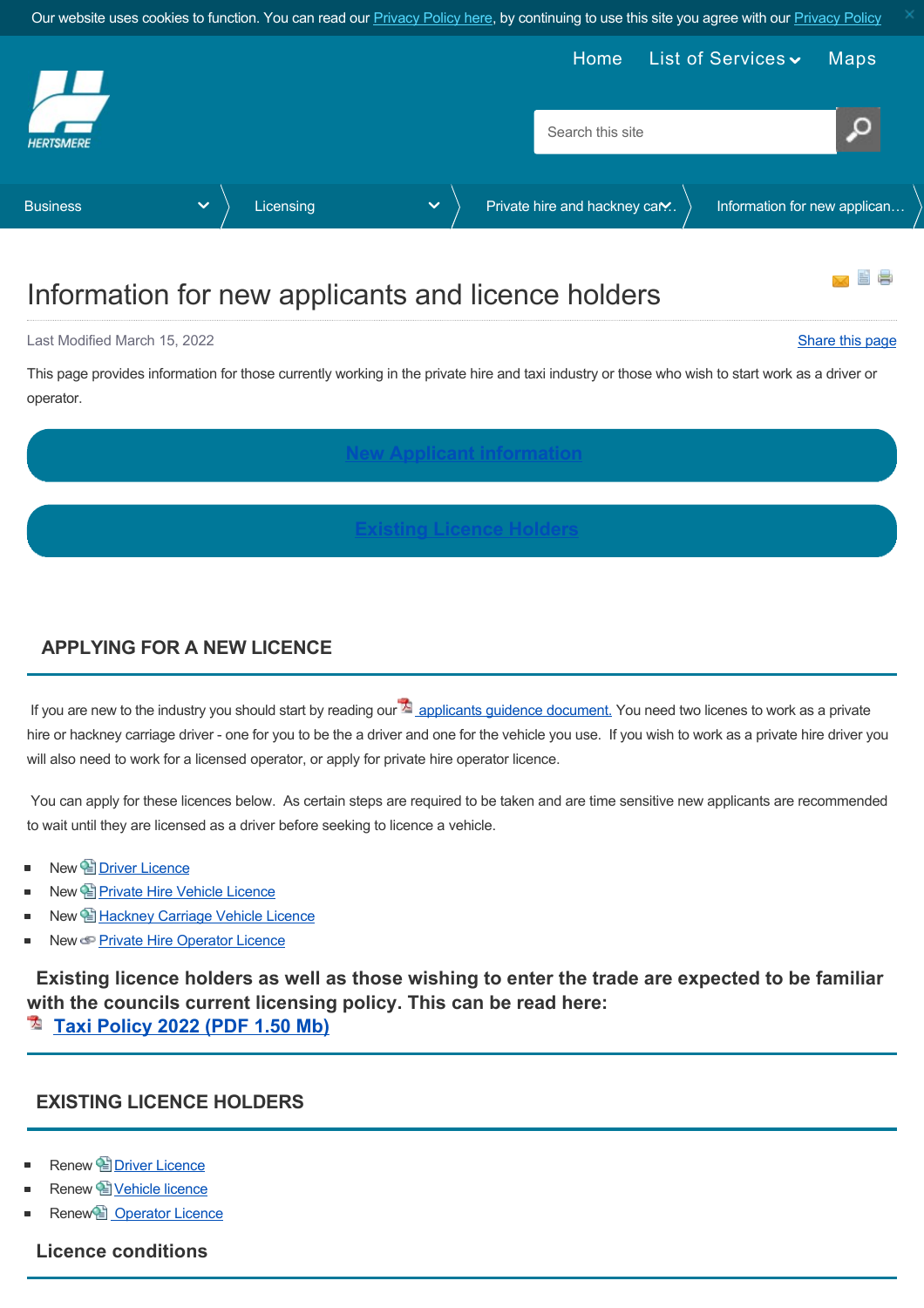Our website uses cookies to function. You can read our Privacy Policy here, by continuing to use this site you agree with our Privacy Policy

Home List of Services Maps

HERTSMERE

Search this site

Business > Licensing > Private hire and hackney car... > Information for new applican...

# Information for new applicants and licence holders

Last Modified March 15, 2022

Share this page

This page provides information for those currently working in the private hire and taxi industry or those who wish to start work as a driver or operator.

New Applicant information

Existing Licence Holders

## APPLYING FOR A NEW LICENCE

If you are new to the industry you should start by reading our applicants guidence document. You need two licenes to work as a private hire or hackney carriage driver - one for you to be the a driver and one for the vehicle you use. If you wish to work as a private hire driver you will also need to work for a licensed operator, or apply for private hire operator licence.

You can apply for these licences below. As certain steps are required to be taken and are time sensitive new applicants are recommended to wait until they are licensed as a driver before seeking to licence a vehicle.

- New Driver Licence
- New Private Hire Vehicle Licence
- New Hackney Carriage Vehicle Licence
- New Private Hire Operator Licence

**Existing licence holders as well as those wishing to enter the trade are expected to be familiar with the councils current licensing policy. This can be read here:**
**Taxi Policy 2022 (PDF 1.50 Mb)**

## EXISTING LICENCE HOLDERS

- Renew Driver Licence
- Renew Vehicle licence
- Renew Operator Licence

### Licence conditions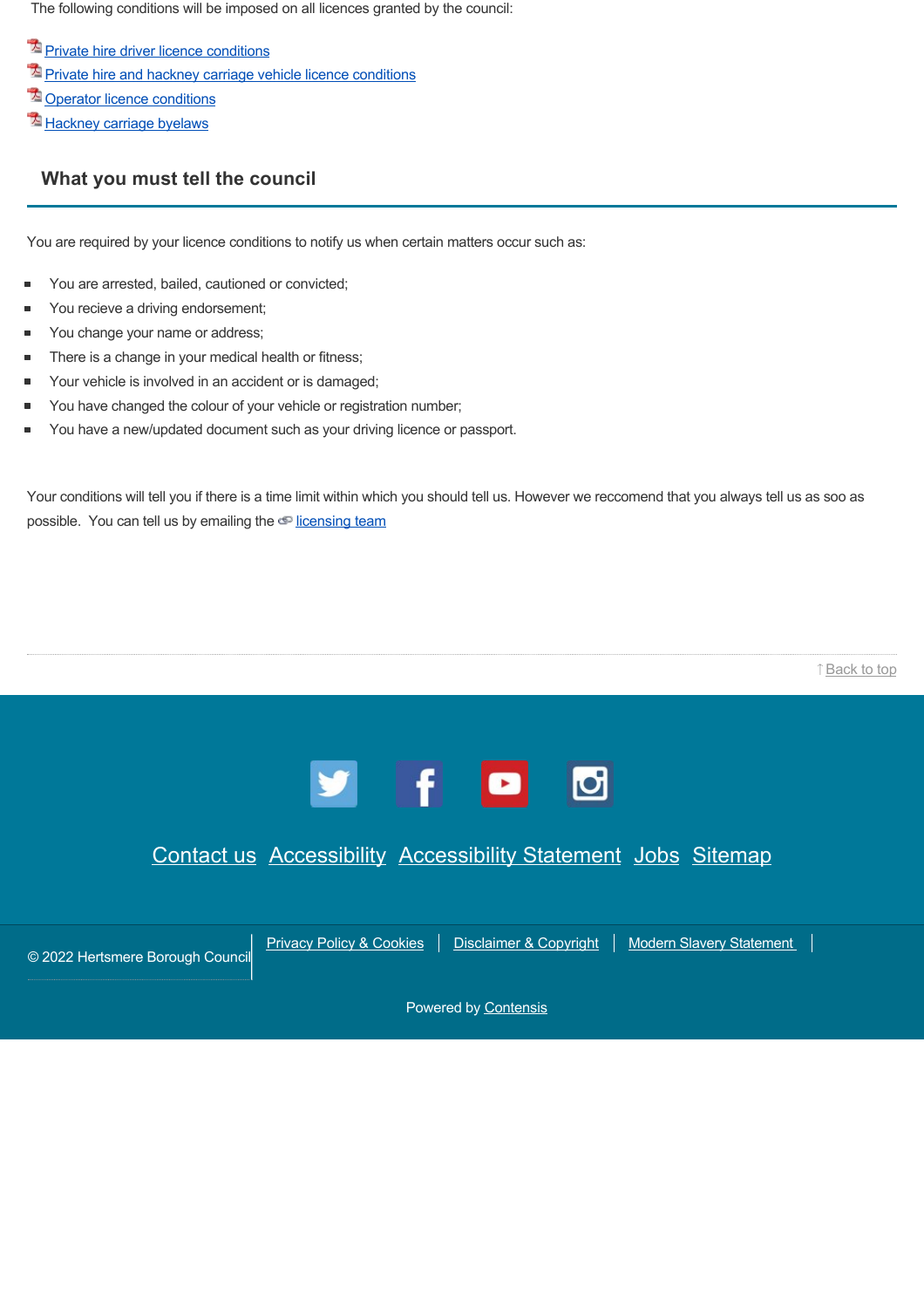The following conditions will be imposed on all licences granted by the council:

- Private hire driver licence conditions
- Private hire and hackney carriage vehicle licence conditions
- Operator licence conditions
- Hackney carriage byelaws

## What you must tell the council

You are required by your licence conditions to notify us when certain matters occur such as:

- You are arrested, bailed, cautioned or convicted;
- You recieve a driving endorsement;
- You change your name or address;
- There is a change in your medical health or fitness;
- Your vehicle is involved in an accident or is damaged;
- You have changed the colour of your vehicle or registration number;
- You have a new/updated document such as your driving licence or passport.

Your conditions will tell you if there is a time limit within which you should tell us. However we reccomend that you always tell us as soo as possible. You can tell us by emailing the licensing team

↑ Back to top

Contact us Accessibility Accessibility Statement Jobs Sitemap

© 2022 Hertsmere Borough Council | Privacy Policy & Cookies | Disclaimer & Copyright | Modern Slavery Statement

Powered by Contensis